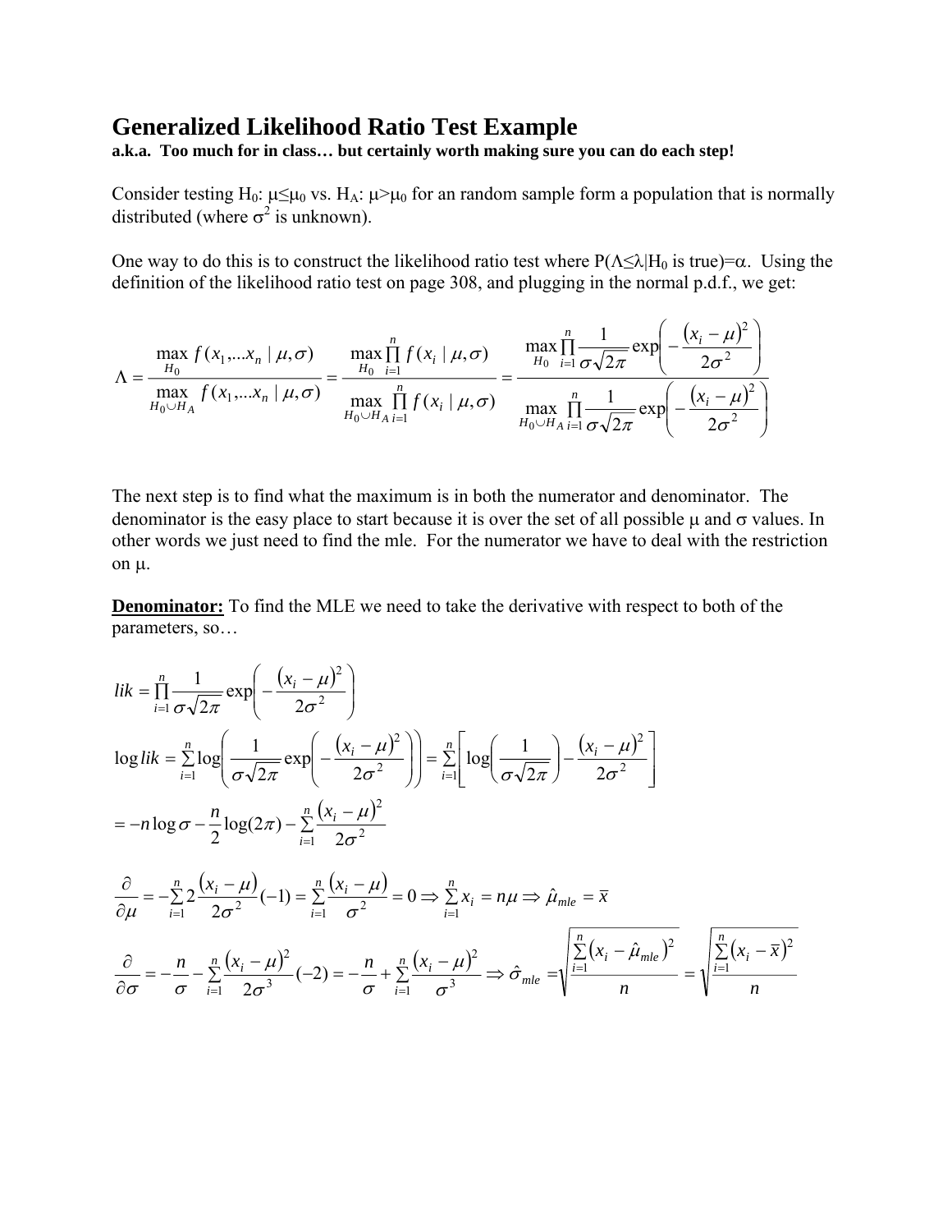# Generalized Likelihood Ratio Test Example

**a.k.a. Too much for in class… but certainly worth making sure you can do each step!**

Consider testing $H_0$: $\mu \le \mu_0$ vs. $H_A$: $\mu > \mu_0$ for an random sample form a population that is normally distributed (where $\sigma^2$ is unknown).

One way to do this is to construct the likelihood ratio test where $P(\Lambda \le \lambda | H_0 \text{ is true}) = \alpha$. Using the definition of the likelihood ratio test on page 308, and plugging in the normal p.d.f., we get:

$$\Lambda = \frac{\max_{H_0} f(x_1,...x_n \mid \mu,\sigma)}{\max_{H_0 \cup H_A} f(x_1,...x_n \mid \mu,\sigma)} = \frac{\max_{H_0} \prod_{i=1}^{n} f(x_i \mid \mu,\sigma)}{\max_{H_0 \cup H_A} \prod_{i=1}^{n} f(x_i \mid \mu,\sigma)} = \frac{\max_{H_0} \prod_{i=1}^{n} \frac{1}{\sigma\sqrt{2\pi}} \exp\left(-\frac{(x_i-\mu)^2}{2\sigma^2}\right)}{\max_{H_0 \cup H_A} \prod_{i=1}^{n} \frac{1}{\sigma\sqrt{2\pi}} \exp\left(-\frac{(x_i-\mu)^2}{2\sigma^2}\right)}$$

The next step is to find what the maximum is in both the numerator and denominator. The denominator is the easy place to start because it is over the set of all possible $\mu$ and $\sigma$ values. In other words we just need to find the mle. For the numerator we have to deal with the restriction on $\mu$.

**Denominator:** To find the MLE we need to take the derivative with respect to both of the parameters, so…

$$lik = \prod_{i=1}^{n} \frac{1}{\sigma\sqrt{2\pi}} \exp\left(-\frac{(x_i-\mu)^2}{2\sigma^2}\right)$$

$$\log lik = \sum_{i=1}^{n} \log\left(\frac{1}{\sigma\sqrt{2\pi}} \exp\left(-\frac{(x_i-\mu)^2}{2\sigma^2}\right)\right) = \sum_{i=1}^{n}\left[\log\left(\frac{1}{\sigma\sqrt{2\pi}}\right) - \frac{(x_i-\mu)^2}{2\sigma^2}\right]$$

$$= -n\log\sigma - \frac{n}{2}\log(2\pi) - \sum_{i=1}^{n}\frac{(x_i-\mu)^2}{2\sigma^2}$$

$$\frac{\partial}{\partial\mu} = -\sum_{i=1}^{n} 2\frac{(x_i-\mu)}{2\sigma^2}(-1) = \sum_{i=1}^{n}\frac{(x_i-\mu)}{\sigma^2} = 0 \Rightarrow \sum_{i=1}^{n} x_i = n\mu \Rightarrow \hat{\mu}_{mle} = \bar{x}$$

$$\frac{\partial}{\partial\sigma} = -\frac{n}{\sigma} - \sum_{i=1}^{n}\frac{(x_i-\mu)^2}{2\sigma^3}(-2) = -\frac{n}{\sigma} + \sum_{i=1}^{n}\frac{(x_i-\mu)^2}{\sigma^3} \Rightarrow \hat{\sigma}_{mle} = \sqrt{\frac{\sum_{i=1}^{n}(x_i-\hat{\mu}_{mle})^2}{n}} = \sqrt{\frac{\sum_{i=1}^{n}(x_i-\bar{x})^2}{n}}$$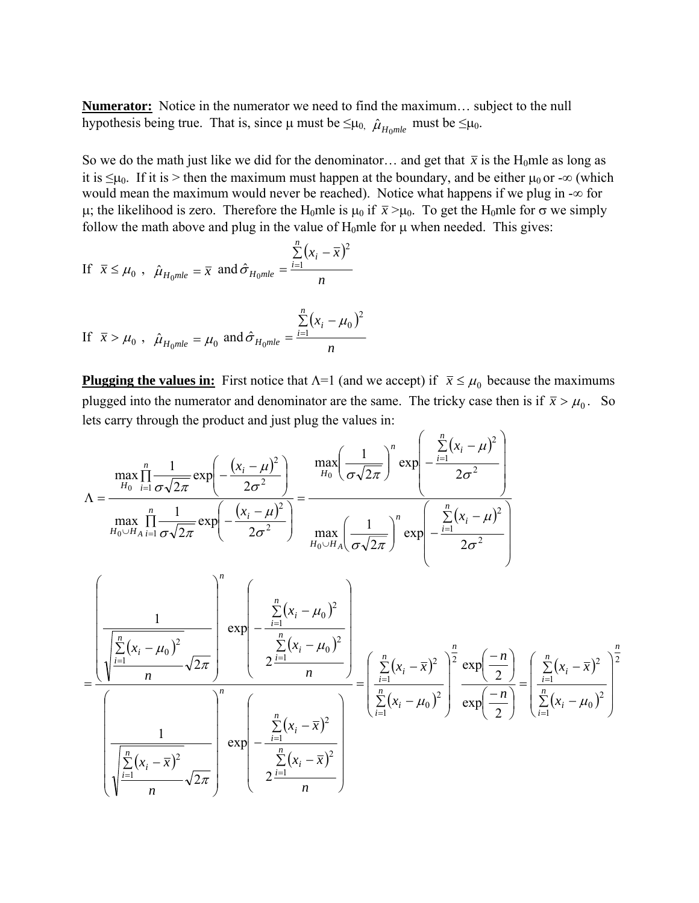**Numerator:** Notice in the numerator we need to find the maximum… subject to the null hypothesis being true. That is, since μ must be $\leq\mu_0$, $\hat{\mu}_{H_0mle}$ must be $\leq\mu_0$.

So we do the math just like we did for the denominator… and get that $\bar{x}$ is the $H_0$mle as long as it is $\leq\mu_0$. If it is > then the maximum must happen at the boundary, and be either $\mu_0$ or $-\infty$ (which would mean the maximum would never be reached). Notice what happens if we plug in $-\infty$ for μ; the likelihood is zero. Therefore the $H_0$mle is $\mu_0$ if $\bar{x} > \mu_0$. To get the $H_0$mle for σ we simply follow the math above and plug in the value of $H_0$mle for μ when needed. This gives:

If $\bar{x} \leq \mu_0$ , $\hat{\mu}_{H_0mle} = \bar{x}$ and $\hat{\sigma}_{H_0mle} = \dfrac{\sum_{i=1}^{n}(x_i - \bar{x})^2}{n}$

If $\bar{x} > \mu_0$ , $\hat{\mu}_{H_0mle} = \mu_0$ and $\hat{\sigma}_{H_0mle} = \dfrac{\sum_{i=1}^{n}(x_i - \mu_0)^2}{n}$

**Plugging the values in:** First notice that Λ=1 (and we accept) if $\bar{x} \leq \mu_0$ because the maximums plugged into the numerator and denominator are the same. The tricky case then is if $\bar{x} > \mu_0$. So lets carry through the product and just plug the values in:

$$\Lambda = \frac{\max_{H_0} \prod_{i=1}^{n} \frac{1}{\sigma\sqrt{2\pi}} \exp\left(-\frac{(x_i-\mu)^2}{2\sigma^2}\right)}{\max_{H_0 \cup H_A} \prod_{i=1}^{n} \frac{1}{\sigma\sqrt{2\pi}} \exp\left(-\frac{(x_i-\mu)^2}{2\sigma^2}\right)} = \frac{\max_{H_0} \left(\frac{1}{\sigma\sqrt{2\pi}}\right)^n \exp\left(-\frac{\sum_{i=1}^{n}(x_i-\mu)^2}{2\sigma^2}\right)}{\max_{H_0 \cup H_A} \left(\frac{1}{\sigma\sqrt{2\pi}}\right)^n \exp\left(-\frac{\sum_{i=1}^{n}(x_i-\mu)^2}{2\sigma^2}\right)}$$

$$= \frac{\left(\dfrac{1}{\sqrt{\dfrac{\sum_{i=1}^{n}(x_i-\mu_0)^2}{n}}\sqrt{2\pi}}\right)^n \exp\left(-\dfrac{\sum_{i=1}^{n}(x_i-\mu_0)^2}{2\dfrac{\sum_{i=1}^{n}(x_i-\mu_0)^2}{n}}\right)}{\left(\dfrac{1}{\sqrt{\dfrac{\sum_{i=1}^{n}(x_i-\bar{x})^2}{n}}\sqrt{2\pi}}\right)^n \exp\left(-\dfrac{\sum_{i=1}^{n}(x_i-\bar{x})^2}{2\dfrac{\sum_{i=1}^{n}(x_i-\bar{x})^2}{n}}\right)} = \left(\frac{\sum_{i=1}^{n}(x_i-\bar{x})^2}{\sum_{i=1}^{n}(x_i-\mu_0)^2}\right)^{\frac{n}{2}} \frac{\exp\left(\frac{-n}{2}\right)}{\exp\left(\frac{-n}{2}\right)} = \left(\frac{\sum_{i=1}^{n}(x_i-\bar{x})^2}{\sum_{i=1}^{n}(x_i-\mu_0)^2}\right)^{\frac{n}{2}}$$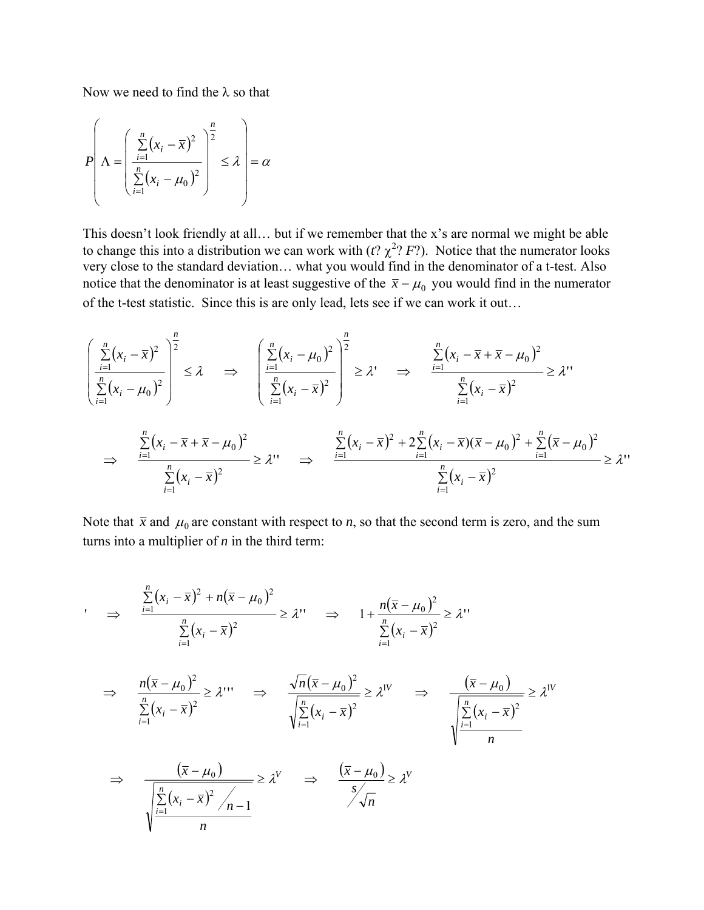Now we need to find the λ so that

$$P\left(\Lambda = \left(\frac{\sum_{i=1}^{n}(x_i - \bar{x})^2}{\sum_{i=1}^{n}(x_i - \mu_0)^2}\right)^{\frac{n}{2}} \le \lambda\right) = \alpha$$

This doesn't look friendly at all… but if we remember that the x's are normal we might be able to change this into a distribution we can work with ($t$? $\chi^2$? $F$?). Notice that the numerator looks very close to the standard deviation… what you would find in the denominator of a t-test. Also notice that the denominator is at least suggestive of the $\bar{x} - \mu_0$ you would find in the numerator of the t-test statistic. Since this is are only lead, lets see if we can work it out…

$$\left(\frac{\sum_{i=1}^{n}(x_i - \bar{x})^2}{\sum_{i=1}^{n}(x_i - \mu_0)^2}\right)^{\frac{n}{2}} \le \lambda \quad \Rightarrow \quad \left(\frac{\sum_{i=1}^{n}(x_i - \mu_0)^2}{\sum_{i=1}^{n}(x_i - \bar{x})^2}\right)^{\frac{n}{2}} \ge \lambda' \quad \Rightarrow \quad \frac{\sum_{i=1}^{n}(x_i - \bar{x} + \bar{x} - \mu_0)^2}{\sum_{i=1}^{n}(x_i - \bar{x})^2} \ge \lambda''$$

$$\Rightarrow \quad \frac{\sum_{i=1}^{n}(x_i - \bar{x} + \bar{x} - \mu_0)^2}{\sum_{i=1}^{n}(x_i - \bar{x})^2} \ge \lambda'' \quad \Rightarrow \quad \frac{\sum_{i=1}^{n}(x_i - \bar{x})^2 + 2\sum_{i=1}^{n}(x_i - \bar{x})(\bar{x} - \mu_0)^2 + \sum_{i=1}^{n}(\bar{x} - \mu_0)^2}{\sum_{i=1}^{n}(x_i - \bar{x})^2} \ge \lambda''$$

Note that $\bar{x}$ and $\mu_0$ are constant with respect to $n$, so that the second term is zero, and the sum turns into a multiplier of $n$ in the third term:

$$' \quad \Rightarrow \quad \frac{\sum_{i=1}^{n}(x_i - \bar{x})^2 + n(\bar{x} - \mu_0)^2}{\sum_{i=1}^{n}(x_i - \bar{x})^2} \ge \lambda'' \quad \Rightarrow \quad 1 + \frac{n(\bar{x} - \mu_0)^2}{\sum_{i=1}^{n}(x_i - \bar{x})^2} \ge \lambda''$$

$$\Rightarrow \quad \frac{n(\bar{x} - \mu_0)^2}{\sum_{i=1}^{n}(x_i - \bar{x})^2} \ge \lambda''' \quad \Rightarrow \quad \frac{\sqrt{n}(\bar{x} - \mu_0)^2}{\sqrt{\sum_{i=1}^{n}(x_i - \bar{x})^2}} \ge \lambda^{IV} \quad \Rightarrow \quad \frac{(\bar{x} - \mu_0)}{\sqrt{\frac{\sum_{i=1}^{n}(x_i - \bar{x})^2}{n}}} \ge \lambda^{IV}$$

$$\Rightarrow \quad \frac{(\bar{x} - \mu_0)}{\sqrt{\frac{\sum_{i=1}^{n}(x_i - \bar{x})^2 / n-1}{n}}} \ge \lambda^{V} \quad \Rightarrow \quad \frac{(\bar{x} - \mu_0)}{s/\sqrt{n}} \ge \lambda^{V}$$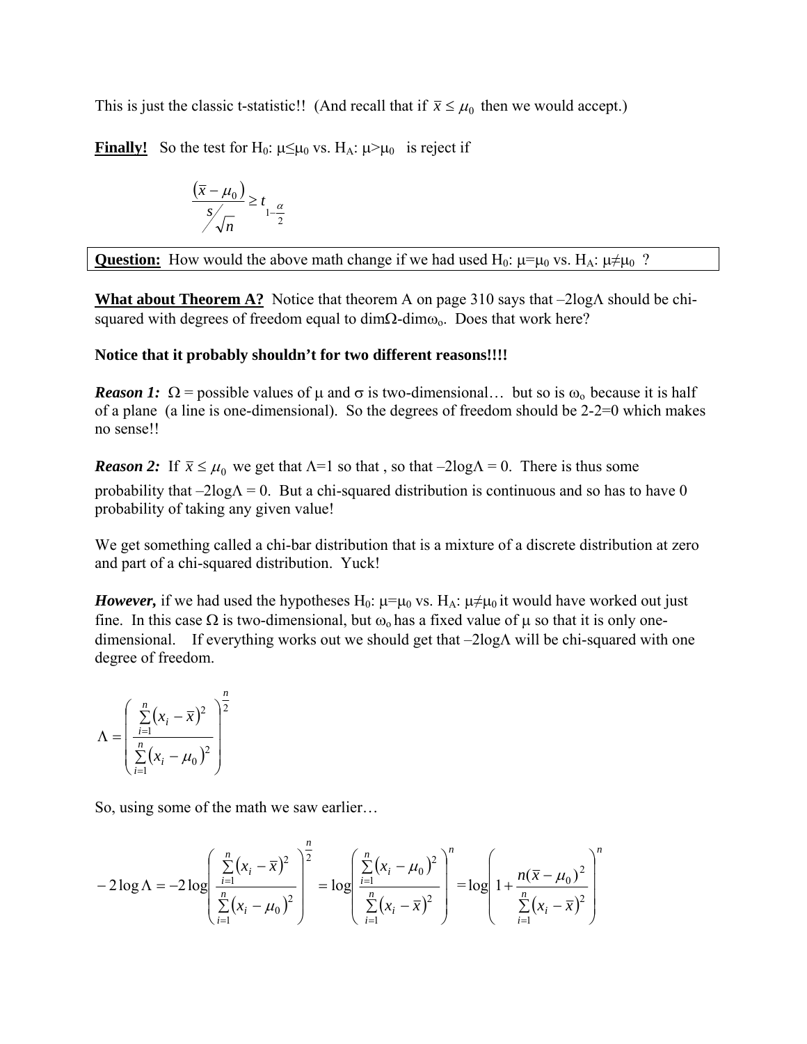This is just the classic t-statistic!! (And recall that if $\bar{x} \le \mu_0$ then we would accept.)

**Finally!** So the test for $H_0$: $\mu \le \mu_0$ vs. $H_A$: $\mu > \mu_0$ is reject if

$$\frac{(\bar{x} - \mu_0)}{s/\sqrt{n}} \ge t_{1-\frac{\alpha}{2}}$$

**Question:** How would the above math change if we had used $H_0$: $\mu = \mu_0$ vs. $H_A$: $\mu \ne \mu_0$ ?

**What about Theorem A?** Notice that theorem A on page 310 says that $-2\log\Lambda$ should be chi-squared with degrees of freedom equal to $\dim\Omega - \dim\omega_o$. Does that work here?

**Notice that it probably shouldn't for two different reasons!!!!**

***Reason 1:*** $\Omega$ = possible values of $\mu$ and $\sigma$ is two-dimensional… but so is $\omega_o$ because it is half of a plane (a line is one-dimensional). So the degrees of freedom should be 2-2=0 which makes no sense!!

***Reason 2:*** If $\bar{x} \le \mu_0$ we get that $\Lambda$=1 so that , so that $-2\log\Lambda = 0$. There is thus some probability that $-2\log\Lambda = 0$. But a chi-squared distribution is continuous and so has to have 0 probability of taking any given value!

We get something called a chi-bar distribution that is a mixture of a discrete distribution at zero and part of a chi-squared distribution. Yuck!

***However,*** if we had used the hypotheses $H_0$: $\mu = \mu_0$ vs. $H_A$: $\mu \ne \mu_0$ it would have worked out just fine. In this case $\Omega$ is two-dimensional, but $\omega_o$ has a fixed value of $\mu$ so that it is only one-dimensional. If everything works out we should get that $-2\log\Lambda$ will be chi-squared with one degree of freedom.

$$\Lambda = \left( \frac{\sum_{i=1}^{n} (x_i - \bar{x})^2}{\sum_{i=1}^{n} (x_i - \mu_0)^2} \right)^{\frac{n}{2}}$$

So, using some of the math we saw earlier…

$$-2\log\Lambda = -2\log\left( \frac{\sum_{i=1}^{n} (x_i - \bar{x})^2}{\sum_{i=1}^{n} (x_i - \mu_0)^2} \right)^{\frac{n}{2}} = \log\left( \frac{\sum_{i=1}^{n} (x_i - \mu_0)^2}{\sum_{i=1}^{n} (x_i - \bar{x})^2} \right)^{n} = \log\left( 1 + \frac{n(\bar{x} - \mu_0)^2}{\sum_{i=1}^{n} (x_i - \bar{x})^2} \right)^{n}$$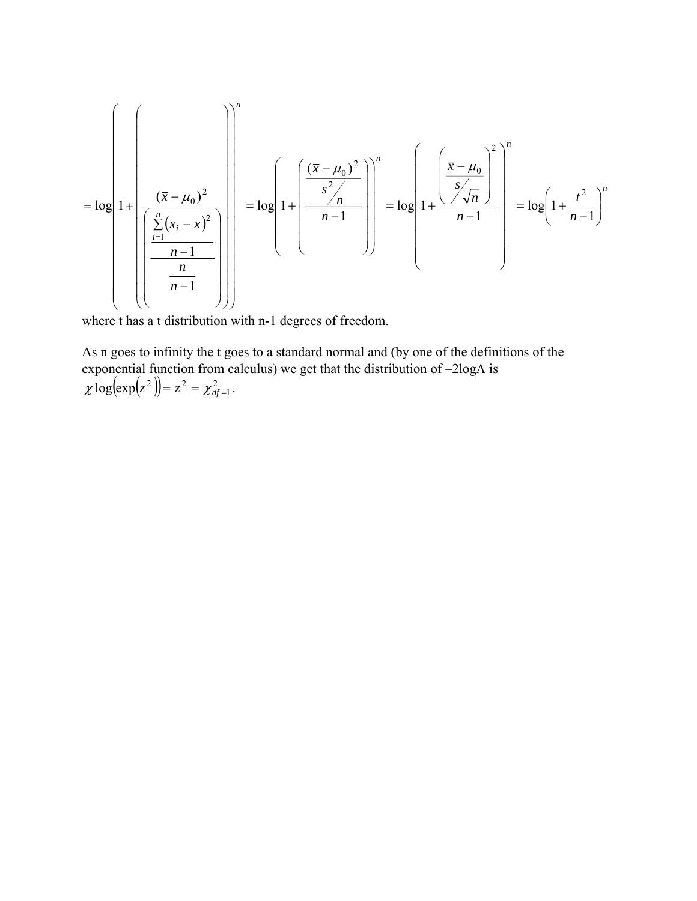$$= \log\left(1+\left(\frac{(\bar{x}-\mu_0)^2}{\left(\frac{\frac{\sum_{i=1}^{n}(x_i-\bar{x})^2}{n-1}}{\frac{n}{n-1}}\right)}\right)\right)^n = \log\left(1+\left(\frac{\frac{(\bar{x}-\mu_0)^2}{s^2/n}}{n-1}\right)\right)^n = \log\left(1+\frac{\left(\frac{\bar{x}-\mu_0}{s/\sqrt{n}}\right)^2}{n-1}\right)^n = \log\left(1+\frac{t^2}{n-1}\right)^n$$

where t has a t distribution with n-1 degrees of freedom.

As n goes to infinity the t goes to a standard normal and (by one of the definitions of the exponential function from calculus) we get that the distribution of $-2\log\Lambda$ is $\chi \log(\exp(z^2)) = z^2 = \chi^2_{df=1}$.